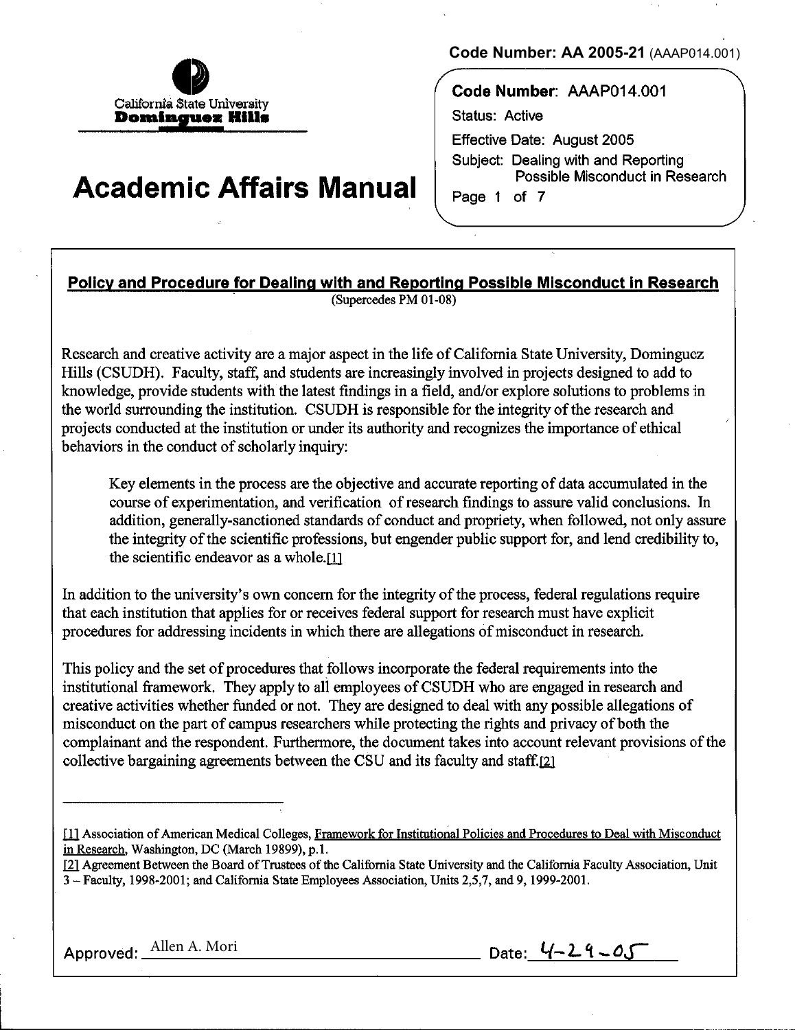Code Number: AA 2005-21 (AAAP014.001)

California State University
**Dominguez Hills**

# Academic Affairs Manual

**Code Number**: AAAP014.001
Status: Active
Effective Date: August 2005
Subject: Dealing with and Reporting Possible Misconduct in Research

## Policy and Procedure for Dealing with and Reporting Possible Misconduct in Research

(Supercedes PM 01-08)

Research and creative activity are a major aspect in the life of California State University, Dominguez Hills (CSUDH). Faculty, staff, and students are increasingly involved in projects designed to add to knowledge, provide students with the latest findings in a field, and/or explore solutions to problems in the world surrounding the institution. CSUDH is responsible for the integrity of the research and projects conducted at the institution or under its authority and recognizes the importance of ethical behaviors in the conduct of scholarly inquiry:

> Key elements in the process are the objective and accurate reporting of data accumulated in the course of experimentation, and verification of research findings to assure valid conclusions. In addition, generally-sanctioned standards of conduct and propriety, when followed, not only assure the integrity of the scientific professions, but engender public support for, and lend credibility to, the scientific endeavor as a whole.[1]

In addition to the university's own concern for the integrity of the process, federal regulations require that each institution that applies for or receives federal support for research must have explicit procedures for addressing incidents in which there are allegations of misconduct in research.

This policy and the set of procedures that follows incorporate the federal requirements into the institutional framework. They apply to all employees of CSUDH who are engaged in research and creative activities whether funded or not. They are designed to deal with any possible allegations of misconduct on the part of campus researchers while protecting the rights and privacy of both the complainant and the respondent. Furthermore, the document takes into account relevant provisions of the collective bargaining agreements between the CSU and its faculty and staff.[2]

---

[1] Association of American Medical Colleges, Framework for Institutional Policies and Procedures to Deal with Misconduct in Research, Washington, DC (March 19899), p.1.

[2] Agreement Between the Board of Trustees of the California State University and the California Faculty Association, Unit 3 – Faculty, 1998-2001; and California State Employees Association, Units 2,5,7, and 9, 1999-2001.

Approved: Allen A. Mori Date: 4-29-05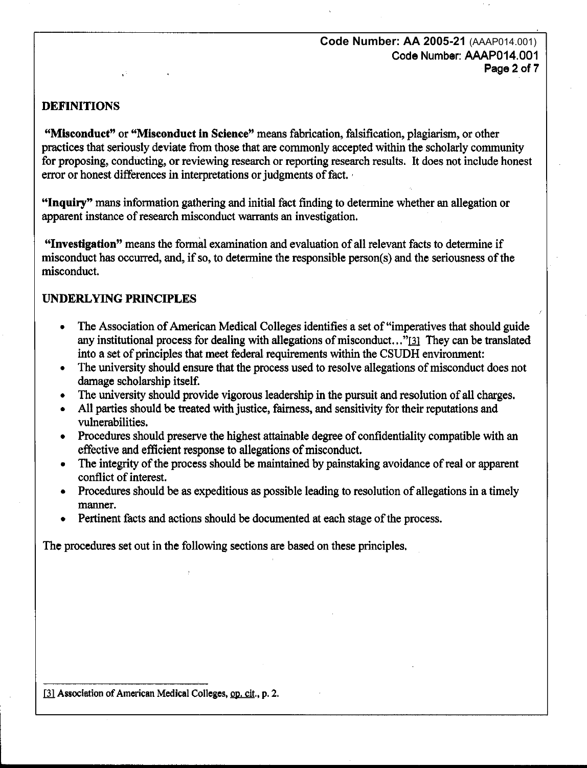## DEFINITIONS

**"Misconduct"** or **"Misconduct in Science"** means fabrication, falsification, plagiarism, or other practices that seriously deviate from those that are commonly accepted within the scholarly community for proposing, conducting, or reviewing research or reporting research results. It does not include honest error or honest differences in interpretations or judgments of fact.

**"Inquiry"** mans information gathering and initial fact finding to determine whether an allegation or apparent instance of research misconduct warrants an investigation.

**"Investigation"** means the formal examination and evaluation of all relevant facts to determine if misconduct has occurred, and, if so, to determine the responsible person(s) and the seriousness of the misconduct.

## UNDERLYING PRINCIPLES

- The Association of American Medical Colleges identifies a set of "imperatives that should guide any institutional process for dealing with allegations of misconduct…"[3] They can be translated into a set of principles that meet federal requirements within the CSUDH environment:
- The university should ensure that the process used to resolve allegations of misconduct does not damage scholarship itself.
- The university should provide vigorous leadership in the pursuit and resolution of all charges.
- All parties should be treated with justice, fairness, and sensitivity for their reputations and vulnerabilities.
- Procedures should preserve the highest attainable degree of confidentiality compatible with an effective and efficient response to allegations of misconduct.
- The integrity of the process should be maintained by painstaking avoidance of real or apparent conflict of interest.
- Procedures should be as expeditious as possible leading to resolution of allegations in a timely manner.
- Pertinent facts and actions should be documented at each stage of the process.

The procedures set out in the following sections are based on these principles.

---

[3] Association of American Medical Colleges, op. cit., p. 2.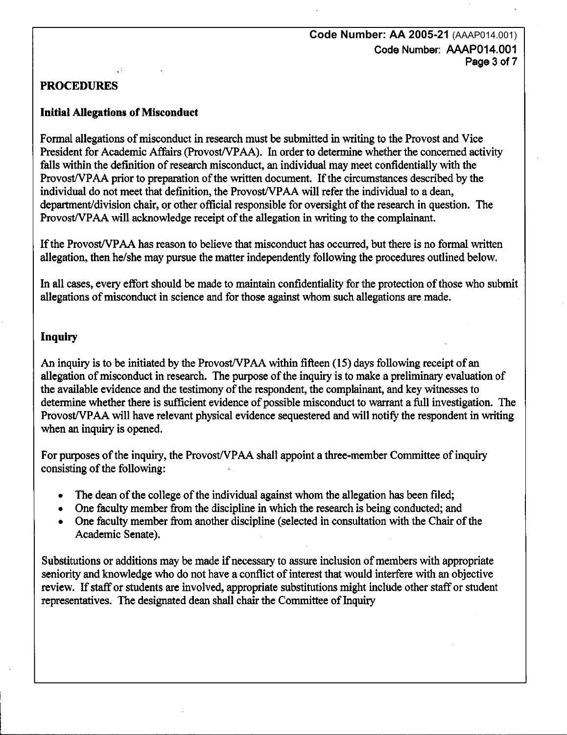## PROCEDURES

### Initial Allegations of Misconduct

Formal allegations of misconduct in research must be submitted in writing to the Provost and Vice President for Academic Affairs (Provost/VPAA). In order to determine whether the concerned activity falls within the definition of research misconduct, an individual may meet confidentially with the Provost/VPAA prior to preparation of the written document. If the circumstances described by the individual do not meet that definition, the Provost/VPAA will refer the individual to a dean, department/division chair, or other official responsible for oversight of the research in question. The Provost/VPAA will acknowledge receipt of the allegation in writing to the complainant.

If the Provost/VPAA has reason to believe that misconduct has occurred, but there is no formal written allegation, then he/she may pursue the matter independently following the procedures outlined below.

In all cases, every effort should be made to maintain confidentiality for the protection of those who submit allegations of misconduct in science and for those against whom such allegations are made.

### Inquiry

An inquiry is to be initiated by the Provost/VPAA within fifteen (15) days following receipt of an allegation of misconduct in research. The purpose of the inquiry is to make a preliminary evaluation of the available evidence and the testimony of the respondent, the complainant, and key witnesses to determine whether there is sufficient evidence of possible misconduct to warrant a full investigation. The Provost/VPAA will have relevant physical evidence sequestered and will notify the respondent in writing when an inquiry is opened.

For purposes of the inquiry, the Provost/VPAA shall appoint a three-member Committee of inquiry consisting of the following:

- The dean of the college of the individual against whom the allegation has been filed;
- One faculty member from the discipline in which the research is being conducted; and
- One faculty member from another discipline (selected in consultation with the Chair of the Academic Senate).

Substitutions or additions may be made if necessary to assure inclusion of members with appropriate seniority and knowledge who do not have a conflict of interest that would interfere with an objective review. If staff or students are involved, appropriate substitutions might include other staff or student representatives. The designated dean shall chair the Committee of Inquiry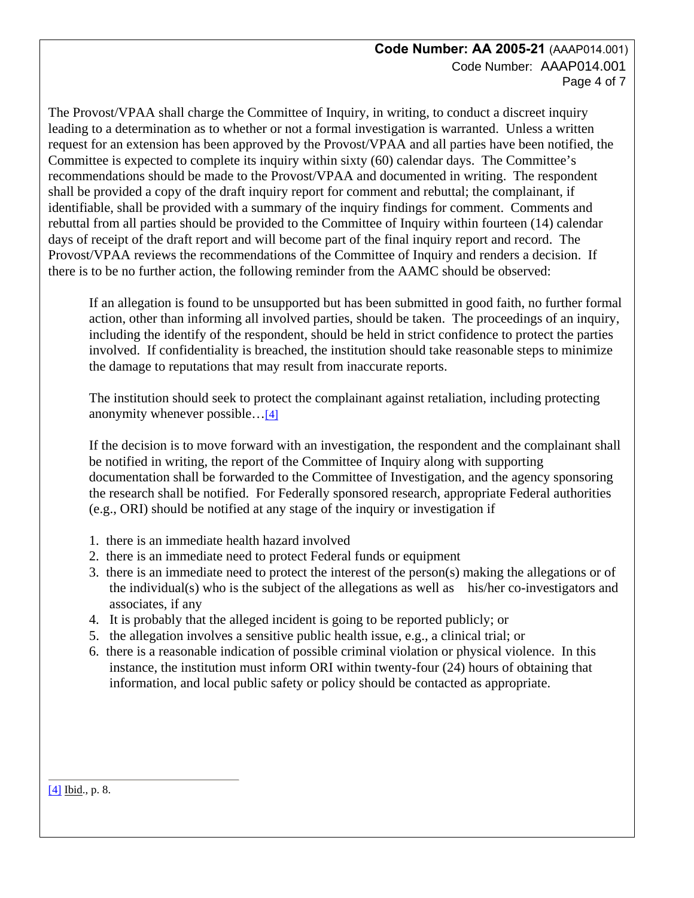The Provost/VPAA shall charge the Committee of Inquiry, in writing, to conduct a discreet inquiry leading to a determination as to whether or not a formal investigation is warranted. Unless a written request for an extension has been approved by the Provost/VPAA and all parties have been notified, the Committee is expected to complete its inquiry within sixty (60) calendar days. The Committee's recommendations should be made to the Provost/VPAA and documented in writing. The respondent shall be provided a copy of the draft inquiry report for comment and rebuttal; the complainant, if identifiable, shall be provided with a summary of the inquiry findings for comment. Comments and rebuttal from all parties should be provided to the Committee of Inquiry within fourteen (14) calendar days of receipt of the draft report and will become part of the final inquiry report and record. The Provost/VPAA reviews the recommendations of the Committee of Inquiry and renders a decision. If there is to be no further action, the following reminder from the AAMC should be observed:

> If an allegation is found to be unsupported but has been submitted in good faith, no further formal action, other than informing all involved parties, should be taken. The proceedings of an inquiry, including the identify of the respondent, should be held in strict confidence to protect the parties involved. If confidentiality is breached, the institution should take reasonable steps to minimize the damage to reputations that may result from inaccurate reports.
>
> The institution should seek to protect the complainant against retaliation, including protecting anonymity whenever possible…[4]

If the decision is to move forward with an investigation, the respondent and the complainant shall be notified in writing, the report of the Committee of Inquiry along with supporting documentation shall be forwarded to the Committee of Investigation, and the agency sponsoring the research shall be notified. For Federally sponsored research, appropriate Federal authorities (e.g., ORI) should be notified at any stage of the inquiry or investigation if

1. there is an immediate health hazard involved
2. there is an immediate need to protect Federal funds or equipment
3. there is an immediate need to protect the interest of the person(s) making the allegations or of the individual(s) who is the subject of the allegations as well as his/her co-investigators and associates, if any
4. It is probably that the alleged incident is going to be reported publicly; or
5. the allegation involves a sensitive public health issue, e.g., a clinical trial; or
6. there is a reasonable indication of possible criminal violation or physical violence. In this instance, the institution must inform ORI within twenty-four (24) hours of obtaining that information, and local public safety or policy should be contacted as appropriate.

---

[4] Ibid., p. 8.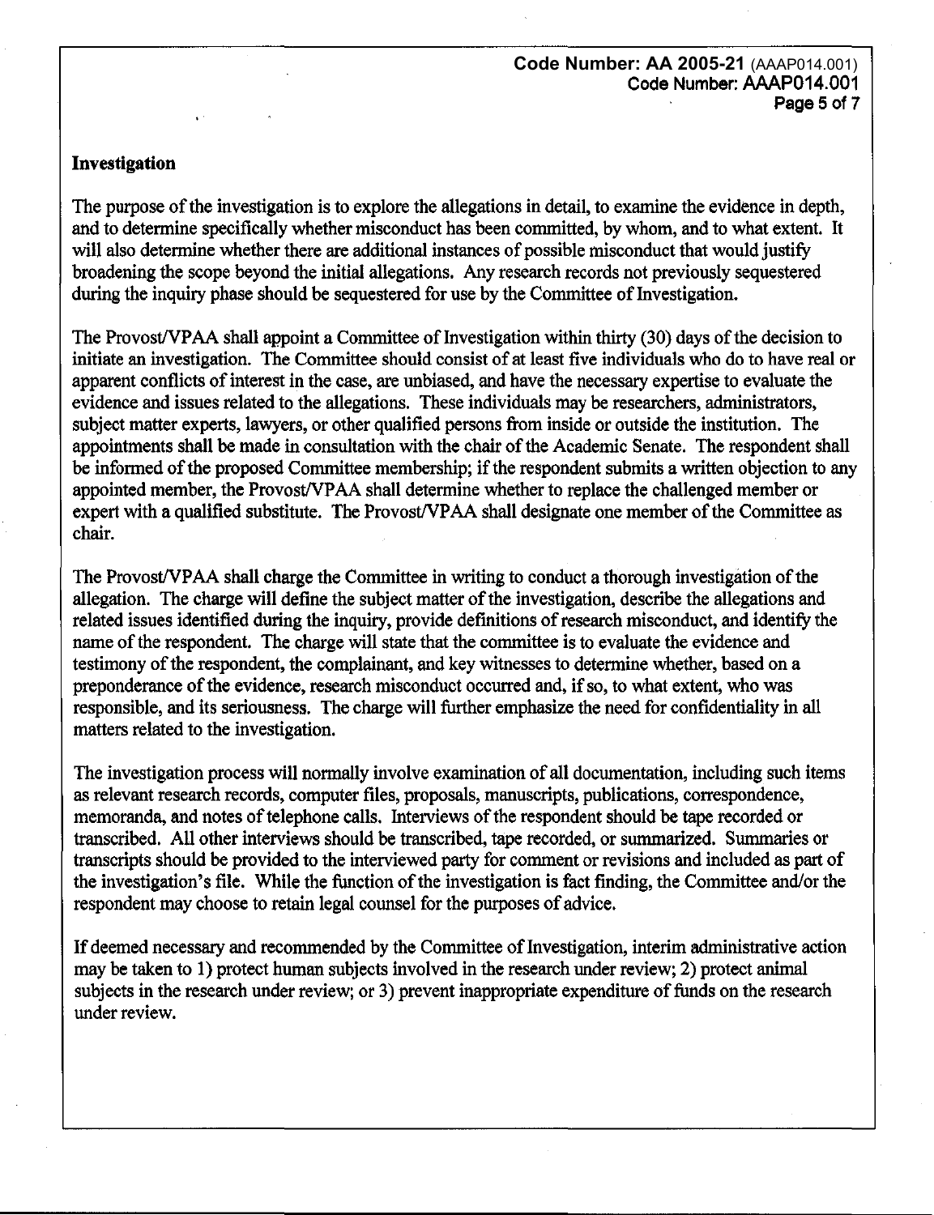## Investigation

The purpose of the investigation is to explore the allegations in detail, to examine the evidence in depth, and to determine specifically whether misconduct has been committed, by whom, and to what extent. It will also determine whether there are additional instances of possible misconduct that would justify broadening the scope beyond the initial allegations. Any research records not previously sequestered during the inquiry phase should be sequestered for use by the Committee of Investigation.

The Provost/VPAA shall appoint a Committee of Investigation within thirty (30) days of the decision to initiate an investigation. The Committee should consist of at least five individuals who do to have real or apparent conflicts of interest in the case, are unbiased, and have the necessary expertise to evaluate the evidence and issues related to the allegations. These individuals may be researchers, administrators, subject matter experts, lawyers, or other qualified persons from inside or outside the institution. The appointments shall be made in consultation with the chair of the Academic Senate. The respondent shall be informed of the proposed Committee membership; if the respondent submits a written objection to any appointed member, the Provost/VPAA shall determine whether to replace the challenged member or expert with a qualified substitute. The Provost/VPAA shall designate one member of the Committee as chair.

The Provost/VPAA shall charge the Committee in writing to conduct a thorough investigation of the allegation. The charge will define the subject matter of the investigation, describe the allegations and related issues identified during the inquiry, provide definitions of research misconduct, and identify the name of the respondent. The charge will state that the committee is to evaluate the evidence and testimony of the respondent, the complainant, and key witnesses to determine whether, based on a preponderance of the evidence, research misconduct occurred and, if so, to what extent, who was responsible, and its seriousness. The charge will further emphasize the need for confidentiality in all matters related to the investigation.

The investigation process will normally involve examination of all documentation, including such items as relevant research records, computer files, proposals, manuscripts, publications, correspondence, memoranda, and notes of telephone calls. Interviews of the respondent should be tape recorded or transcribed. All other interviews should be transcribed, tape recorded, or summarized. Summaries or transcripts should be provided to the interviewed party for comment or revisions and included as part of the investigation's file. While the function of the investigation is fact finding, the Committee and/or the respondent may choose to retain legal counsel for the purposes of advice.

If deemed necessary and recommended by the Committee of Investigation, interim administrative action may be taken to 1) protect human subjects involved in the research under review; 2) protect animal subjects in the research under review; or 3) prevent inappropriate expenditure of funds on the research under review.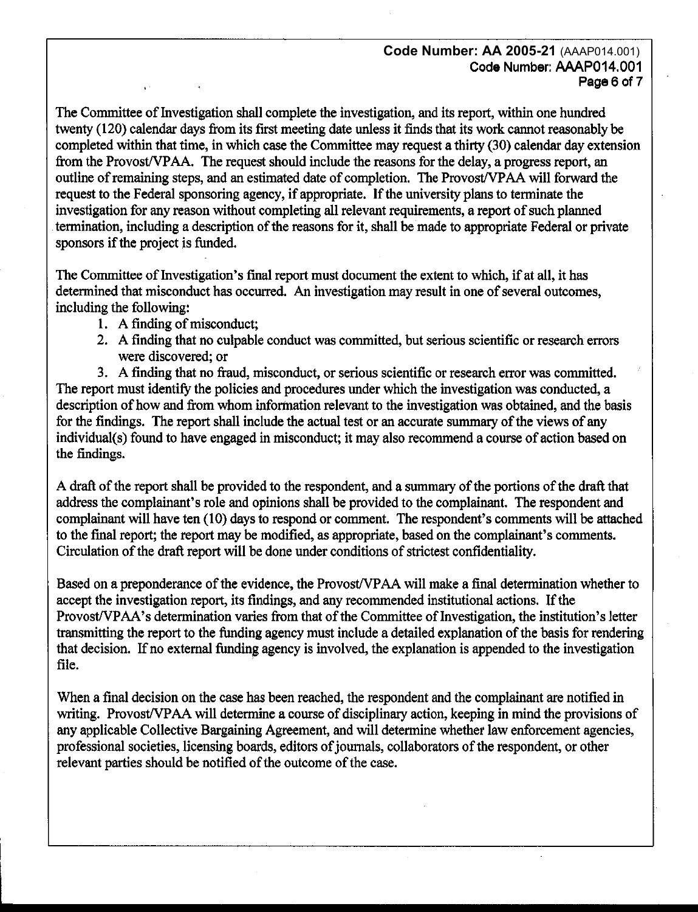The Committee of Investigation shall complete the investigation, and its report, within one hundred twenty (120) calendar days from its first meeting date unless it finds that its work cannot reasonably be completed within that time, in which case the Committee may request a thirty (30) calendar day extension from the Provost/VPAA. The request should include the reasons for the delay, a progress report, an outline of remaining steps, and an estimated date of completion. The Provost/VPAA will forward the request to the Federal sponsoring agency, if appropriate. If the university plans to terminate the investigation for any reason without completing all relevant requirements, a report of such planned termination, including a description of the reasons for it, shall be made to appropriate Federal or private sponsors if the project is funded.

The Committee of Investigation's final report must document the extent to which, if at all, it has determined that misconduct has occurred. An investigation may result in one of several outcomes, including the following:

1. A finding of misconduct;
2. A finding that no culpable conduct was committed, but serious scientific or research errors were discovered; or
3. A finding that no fraud, misconduct, or serious scientific or research error was committed.

The report must identify the policies and procedures under which the investigation was conducted, a description of how and from whom information relevant to the investigation was obtained, and the basis for the findings. The report shall include the actual test or an accurate summary of the views of any individual(s) found to have engaged in misconduct; it may also recommend a course of action based on the findings.

A draft of the report shall be provided to the respondent, and a summary of the portions of the draft that address the complainant's role and opinions shall be provided to the complainant. The respondent and complainant will have ten (10) days to respond or comment. The respondent's comments will be attached to the final report; the report may be modified, as appropriate, based on the complainant's comments. Circulation of the draft report will be done under conditions of strictest confidentiality.

Based on a preponderance of the evidence, the Provost/VPAA will make a final determination whether to accept the investigation report, its findings, and any recommended institutional actions. If the Provost/VPAA's determination varies from that of the Committee of Investigation, the institution's letter transmitting the report to the funding agency must include a detailed explanation of the basis for rendering that decision. If no external funding agency is involved, the explanation is appended to the investigation file.

When a final decision on the case has been reached, the respondent and the complainant are notified in writing. Provost/VPAA will determine a course of disciplinary action, keeping in mind the provisions of any applicable Collective Bargaining Agreement, and will determine whether law enforcement agencies, professional societies, licensing boards, editors of journals, collaborators of the respondent, or other relevant parties should be notified of the outcome of the case.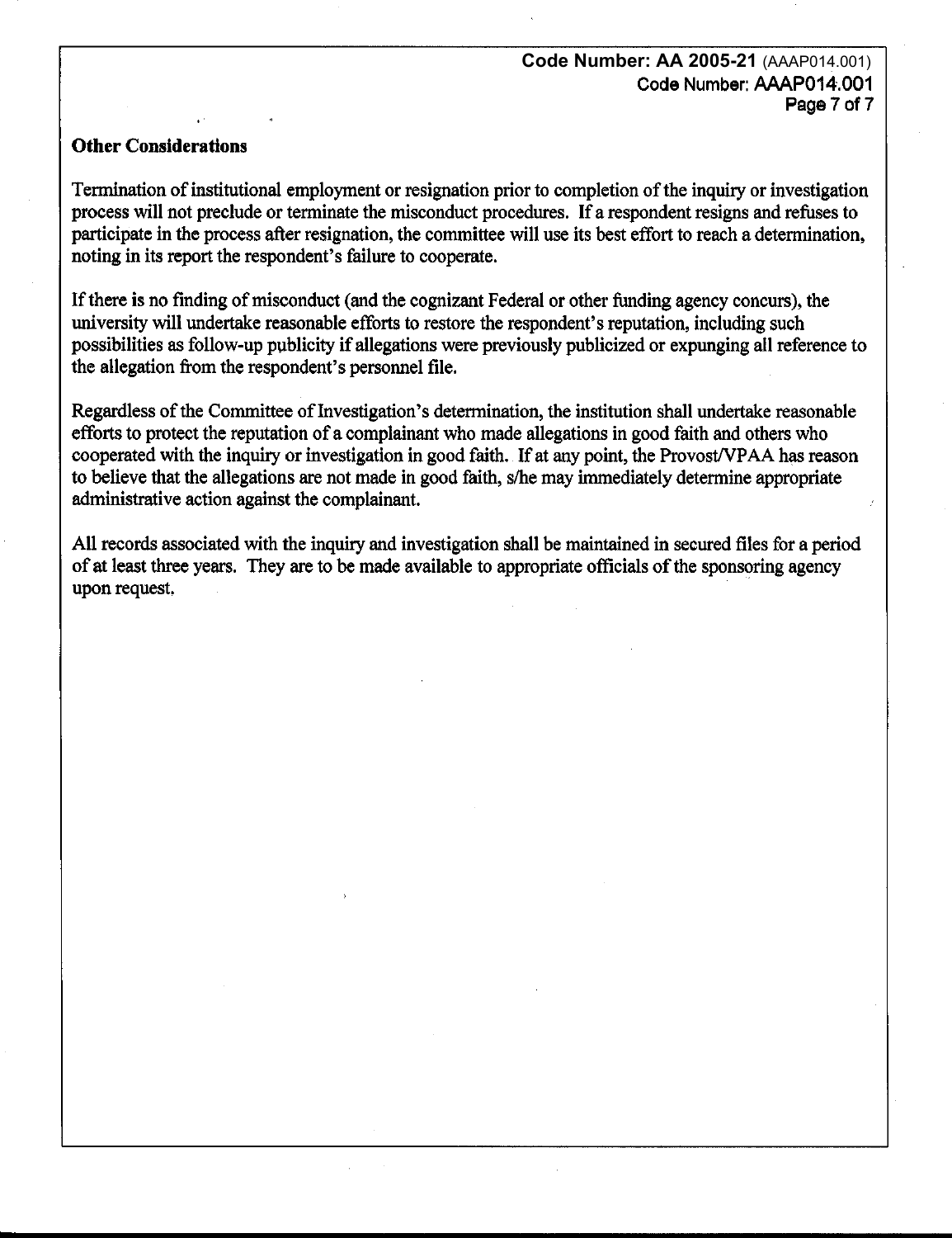**Other Considerations**

Termination of institutional employment or resignation prior to completion of the inquiry or investigation process will not preclude or terminate the misconduct procedures. If a respondent resigns and refuses to participate in the process after resignation, the committee will use its best effort to reach a determination, noting in its report the respondent's failure to cooperate.

If there is no finding of misconduct (and the cognizant Federal or other funding agency concurs), the university will undertake reasonable efforts to restore the respondent's reputation, including such possibilities as follow-up publicity if allegations were previously publicized or expunging all reference to the allegation from the respondent's personnel file.

Regardless of the Committee of Investigation's determination, the institution shall undertake reasonable efforts to protect the reputation of a complainant who made allegations in good faith and others who cooperated with the inquiry or investigation in good faith. If at any point, the Provost/VPAA has reason to believe that the allegations are not made in good faith, s/he may immediately determine appropriate administrative action against the complainant.

All records associated with the inquiry and investigation shall be maintained in secured files for a period of at least three years. They are to be made available to appropriate officials of the sponsoring agency upon request.